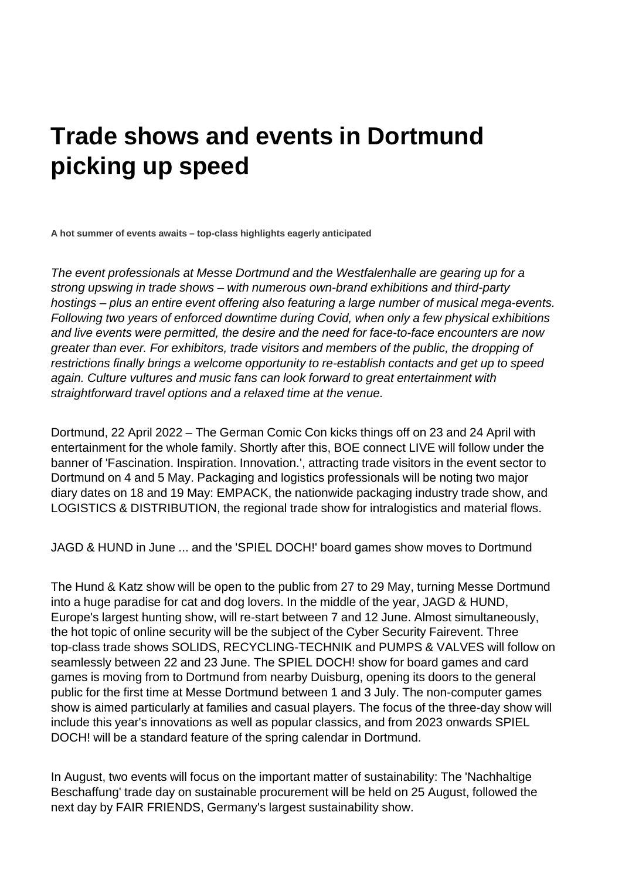# Trade shows and events in Dortmund picking up speed

**A hot summer of events awaits – top-class highlights eagerly anticipated**

*The event professionals at Messe Dortmund and the Westfalenhalle are gearing up for a strong upswing in trade shows – with numerous own-brand exhibitions and third-party hostings – plus an entire event offering also featuring a large number of musical mega-events. Following two years of enforced downtime during Covid, when only a few physical exhibitions and live events were permitted, the desire and the need for face-to-face encounters are now greater than ever. For exhibitors, trade visitors and members of the public, the dropping of restrictions finally brings a welcome opportunity to re-establish contacts and get up to speed again. Culture vultures and music fans can look forward to great entertainment with straightforward travel options and a relaxed time at the venue.*

Dortmund, 22 April 2022 – The German Comic Con kicks things off on 23 and 24 April with entertainment for the whole family. Shortly after this, BOE connect LIVE will follow under the banner of 'Fascination. Inspiration. Innovation.', attracting trade visitors in the event sector to Dortmund on 4 and 5 May. Packaging and logistics professionals will be noting two major diary dates on 18 and 19 May: EMPACK, the nationwide packaging industry trade show, and LOGISTICS & DISTRIBUTION, the regional trade show for intralogistics and material flows.

JAGD & HUND in June ... and the 'SPIEL DOCH!' board games show moves to Dortmund

The Hund & Katz show will be open to the public from 27 to 29 May, turning Messe Dortmund into a huge paradise for cat and dog lovers. In the middle of the year, JAGD & HUND, Europe's largest hunting show, will re-start between 7 and 12 June. Almost simultaneously, the hot topic of online security will be the subject of the Cyber Security Fairevent. Three top-class trade shows SOLIDS, RECYCLING-TECHNIK and PUMPS & VALVES will follow on seamlessly between 22 and 23 June. The SPIEL DOCH! show for board games and card games is moving from to Dortmund from nearby Duisburg, opening its doors to the general public for the first time at Messe Dortmund between 1 and 3 July. The non-computer games show is aimed particularly at families and casual players. The focus of the three-day show will include this year's innovations as well as popular classics, and from 2023 onwards SPIEL DOCH! will be a standard feature of the spring calendar in Dortmund.

In August, two events will focus on the important matter of sustainability: The 'Nachhaltige Beschaffung' trade day on sustainable procurement will be held on 25 August, followed the next day by FAIR FRIENDS, Germany's largest sustainability show.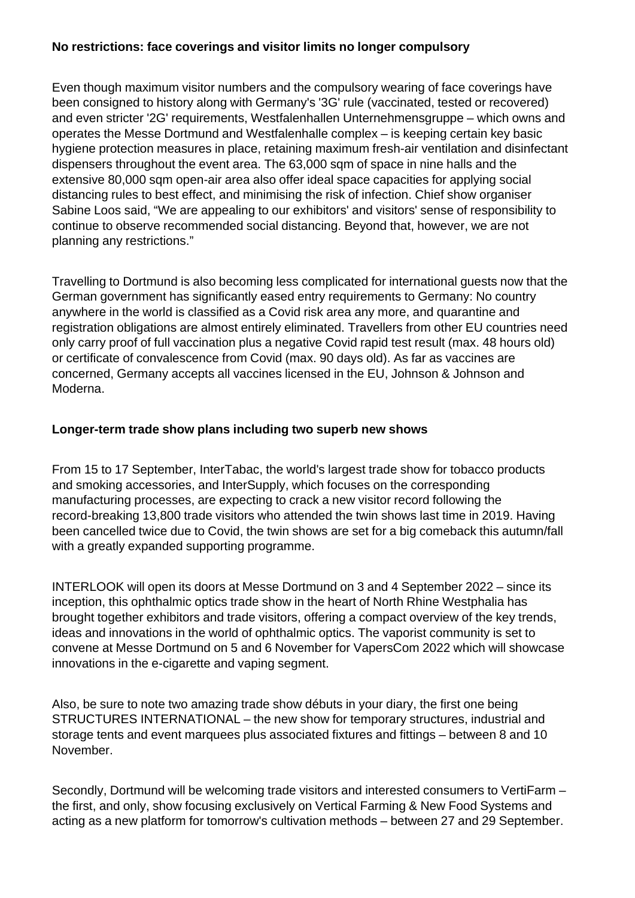**No restrictions: face coverings and visitor limits no longer compulsory**

Even though maximum visitor numbers and the compulsory wearing of face coverings have been consigned to history along with Germany's '3G' rule (vaccinated, tested or recovered) and even stricter '2G' requirements, Westfalenhallen Unternehmensgruppe – which owns and operates the Messe Dortmund and Westfalenhalle complex – is keeping certain key basic hygiene protection measures in place, retaining maximum fresh-air ventilation and disinfectant dispensers throughout the event area. The 63,000 sqm of space in nine halls and the extensive 80,000 sqm open-air area also offer ideal space capacities for applying social distancing rules to best effect, and minimising the risk of infection. Chief show organiser Sabine Loos said, "We are appealing to our exhibitors' and visitors' sense of responsibility to continue to observe recommended social distancing. Beyond that, however, we are not planning any restrictions."

Travelling to Dortmund is also becoming less complicated for international guests now that the German government has significantly eased entry requirements to Germany: No country anywhere in the world is classified as a Covid risk area any more, and quarantine and registration obligations are almost entirely eliminated. Travellers from other EU countries need only carry proof of full vaccination plus a negative Covid rapid test result (max. 48 hours old) or certificate of convalescence from Covid (max. 90 days old). As far as vaccines are concerned, Germany accepts all vaccines licensed in the EU, Johnson & Johnson and Moderna.

**Longer-term trade show plans including two superb new shows**

From 15 to 17 September, InterTabac, the world's largest trade show for tobacco products and smoking accessories, and InterSupply, which focuses on the corresponding manufacturing processes, are expecting to crack a new visitor record following the record-breaking 13,800 trade visitors who attended the twin shows last time in 2019. Having been cancelled twice due to Covid, the twin shows are set for a big comeback this autumn/fall with a greatly expanded supporting programme.

INTERLOOK will open its doors at Messe Dortmund on 3 and 4 September 2022 – since its inception, this ophthalmic optics trade show in the heart of North Rhine Westphalia has brought together exhibitors and trade visitors, offering a compact overview of the key trends, ideas and innovations in the world of ophthalmic optics. The vaporist community is set to convene at Messe Dortmund on 5 and 6 November for VapersCom 2022 which will showcase innovations in the e-cigarette and vaping segment.

Also, be sure to note two amazing trade show débuts in your diary, the first one being STRUCTURES INTERNATIONAL – the new show for temporary structures, industrial and storage tents and event marquees plus associated fixtures and fittings – between 8 and 10 November.

Secondly, Dortmund will be welcoming trade visitors and interested consumers to VertiFarm – the first, and only, show focusing exclusively on Vertical Farming & New Food Systems and acting as a new platform for tomorrow's cultivation methods – between 27 and 29 September.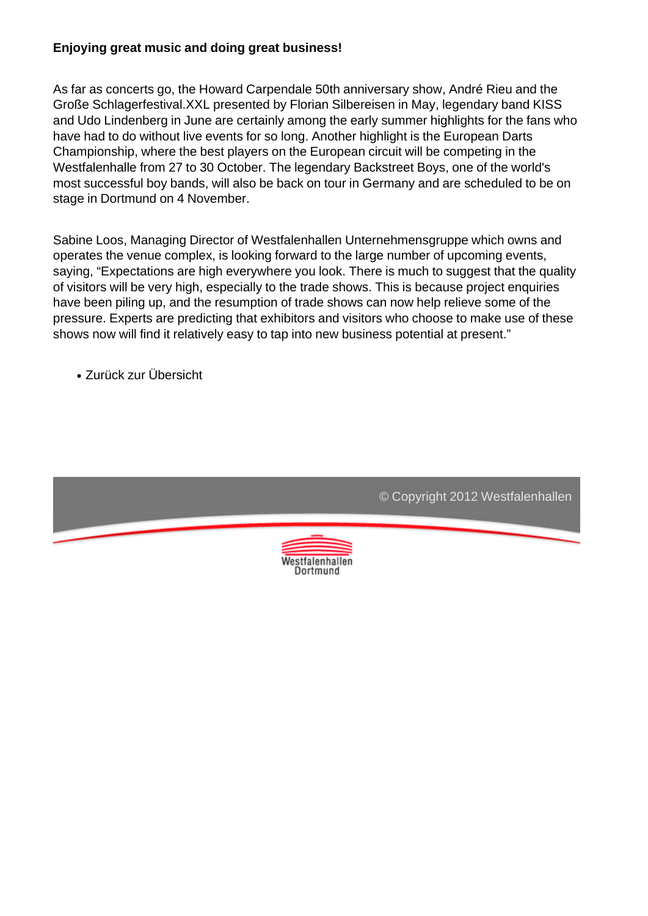**Enjoying great music and doing great business!**

As far as concerts go, the Howard Carpendale 50th anniversary show, André Rieu and the Große Schlagerfestival.XXL presented by Florian Silbereisen in May, legendary band KISS and Udo Lindenberg in June are certainly among the early summer highlights for the fans who have had to do without live events for so long. Another highlight is the European Darts Championship, where the best players on the European circuit will be competing in the Westfalenhalle from 27 to 30 October. The legendary Backstreet Boys, one of the world's most successful boy bands, will also be back on tour in Germany and are scheduled to be on stage in Dortmund on 4 November.

Sabine Loos, Managing Director of Westfalenhallen Unternehmensgruppe which owns and operates the venue complex, is looking forward to the large number of upcoming events, saying, "Expectations are high everywhere you look. There is much to suggest that the quality of visitors will be very high, especially to the trade shows. This is because project enquiries have been piling up, and the resumption of trade shows can now help relieve some of the pressure. Experts are predicting that exhibitors and visitors who choose to make use of these shows now will find it relatively easy to tap into new business potential at present."

- Zurück zur Übersicht

© Copyright 2012 Westfalenhallen

Westfalenhallen
Dortmund